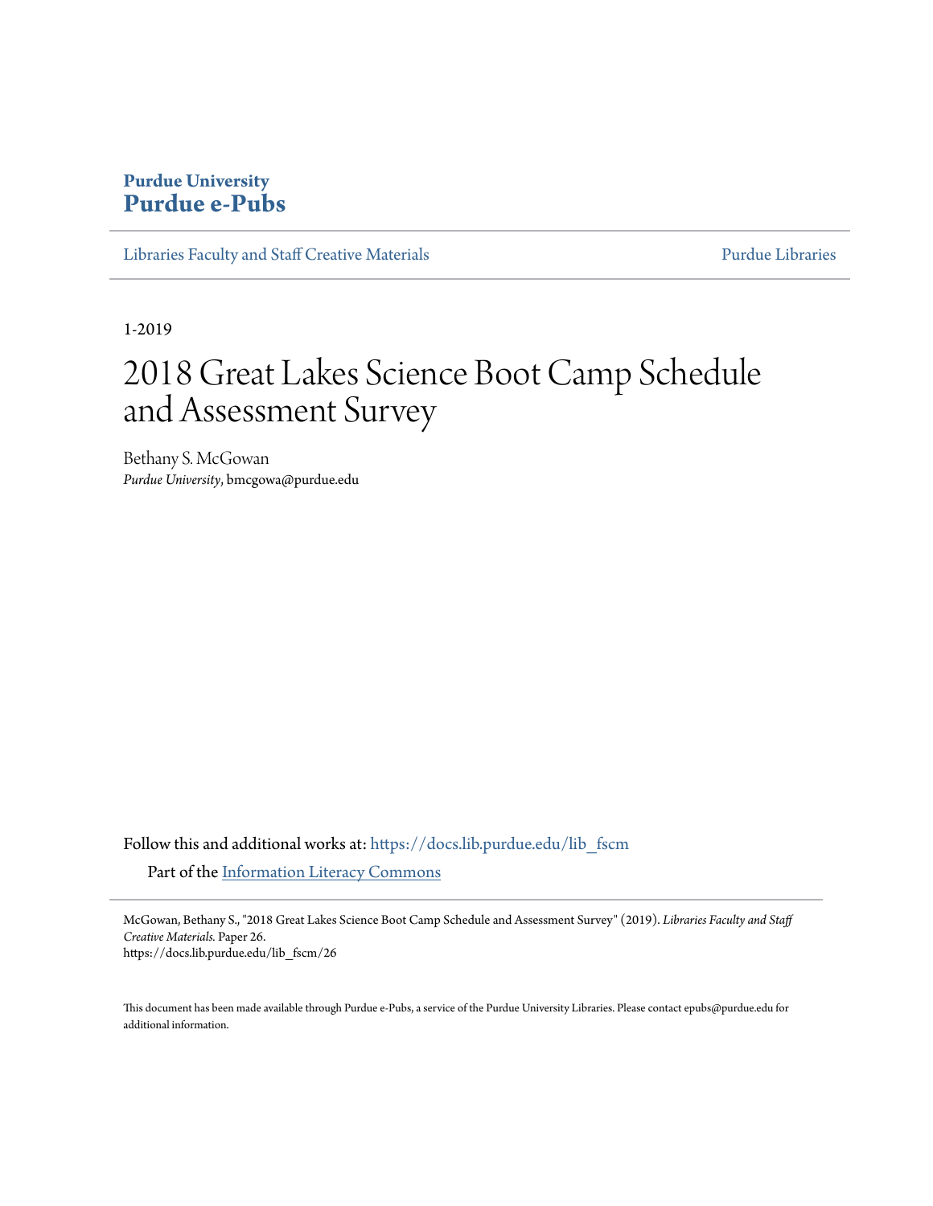**Purdue University**
**Purdue e-Pubs**

Libraries Faculty and Staff Creative Materials — Purdue Libraries

1-2019

# 2018 Great Lakes Science Boot Camp Schedule and Assessment Survey

Bethany S. McGowan
*Purdue University*, bmcgowa@purdue.edu

Follow this and additional works at: https://docs.lib.purdue.edu/lib_fscm

Part of the Information Literacy Commons

McGowan, Bethany S., "2018 Great Lakes Science Boot Camp Schedule and Assessment Survey" (2019). *Libraries Faculty and Staff Creative Materials.* Paper 26.
https://docs.lib.purdue.edu/lib_fscm/26

This document has been made available through Purdue e-Pubs, a service of the Purdue University Libraries. Please contact epubs@purdue.edu for additional information.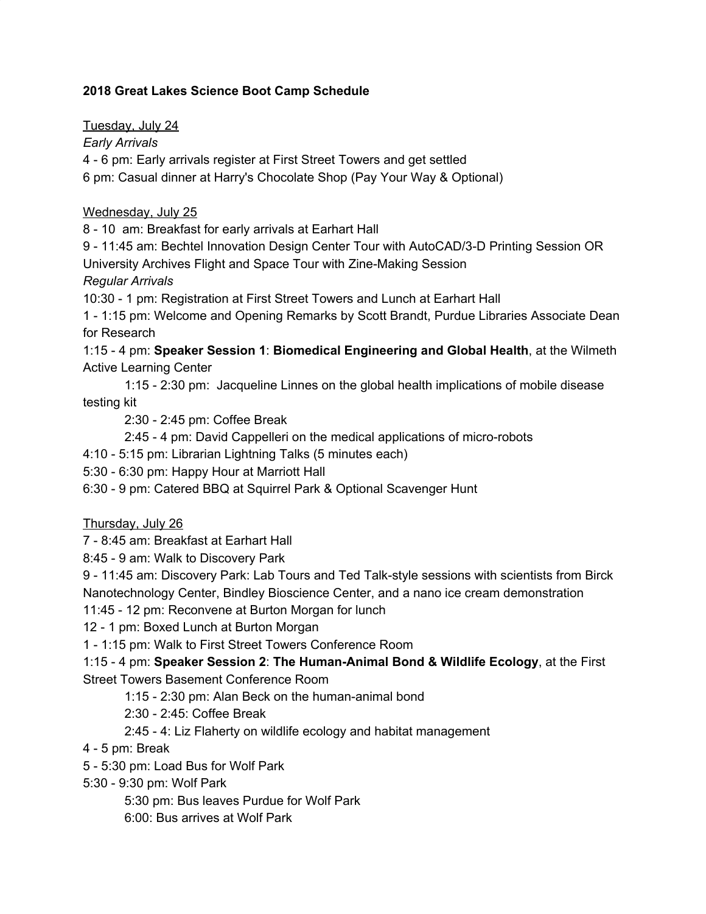**2018 Great Lakes Science Boot Camp Schedule**

Tuesday, July 24

*Early Arrivals*

4 - 6 pm: Early arrivals register at First Street Towers and get settled

6 pm: Casual dinner at Harry's Chocolate Shop (Pay Your Way & Optional)

Wednesday, July 25

8 - 10 am: Breakfast for early arrivals at Earhart Hall

9 - 11:45 am: Bechtel Innovation Design Center Tour with AutoCAD/3-D Printing Session OR University Archives Flight and Space Tour with Zine-Making Session

*Regular Arrivals*

10:30 - 1 pm: Registration at First Street Towers and Lunch at Earhart Hall

1 - 1:15 pm: Welcome and Opening Remarks by Scott Brandt, Purdue Libraries Associate Dean for Research

1:15 - 4 pm: **Speaker Session 1**: **Biomedical Engineering and Global Health**, at the Wilmeth Active Learning Center

- 1:15 - 2:30 pm: Jacqueline Linnes on the global health implications of mobile disease testing kit
- 2:30 - 2:45 pm: Coffee Break
- 2:45 - 4 pm: David Cappelleri on the medical applications of micro-robots

4:10 - 5:15 pm: Librarian Lightning Talks (5 minutes each)

5:30 - 6:30 pm: Happy Hour at Marriott Hall

6:30 - 9 pm: Catered BBQ at Squirrel Park & Optional Scavenger Hunt

Thursday, July 26

7 - 8:45 am: Breakfast at Earhart Hall

8:45 - 9 am: Walk to Discovery Park

9 - 11:45 am: Discovery Park: Lab Tours and Ted Talk-style sessions with scientists from Birck Nanotechnology Center, Bindley Bioscience Center, and a nano ice cream demonstration

11:45 - 12 pm: Reconvene at Burton Morgan for lunch

12 - 1 pm: Boxed Lunch at Burton Morgan

1 - 1:15 pm: Walk to First Street Towers Conference Room

1:15 - 4 pm: **Speaker Session 2**: **The Human-Animal Bond & Wildlife Ecology**, at the First Street Towers Basement Conference Room

- 1:15 - 2:30 pm: Alan Beck on the human-animal bond
- 2:30 - 2:45: Coffee Break
- 2:45 - 4: Liz Flaherty on wildlife ecology and habitat management

4 - 5 pm: Break

5 - 5:30 pm: Load Bus for Wolf Park

5:30 - 9:30 pm: Wolf Park

- 5:30 pm: Bus leaves Purdue for Wolf Park
- 6:00: Bus arrives at Wolf Park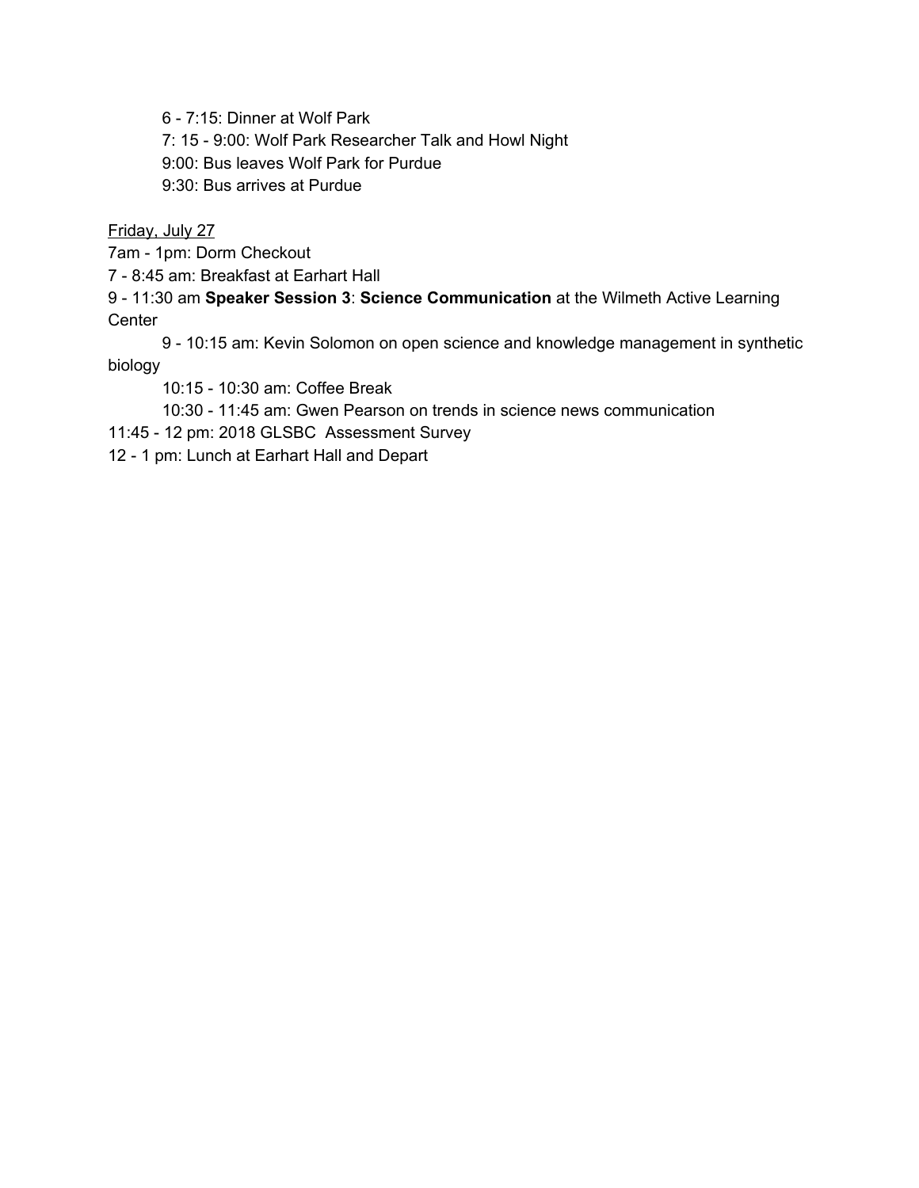6 - 7:15: Dinner at Wolf Park

7: 15 - 9:00: Wolf Park Researcher Talk and Howl Night

9:00: Bus leaves Wolf Park for Purdue

9:30: Bus arrives at Purdue

<u>Friday, July 27</u>

7am - 1pm: Dorm Checkout

7 - 8:45 am: Breakfast at Earhart Hall

9 - 11:30 am **Speaker Session 3**: **Science Communication** at the Wilmeth Active Learning Center

9 - 10:15 am: Kevin Solomon on open science and knowledge management in synthetic biology

10:15 - 10:30 am: Coffee Break

10:30 - 11:45 am: Gwen Pearson on trends in science news communication

11:45 - 12 pm: 2018 GLSBC Assessment Survey

12 - 1 pm: Lunch at Earhart Hall and Depart